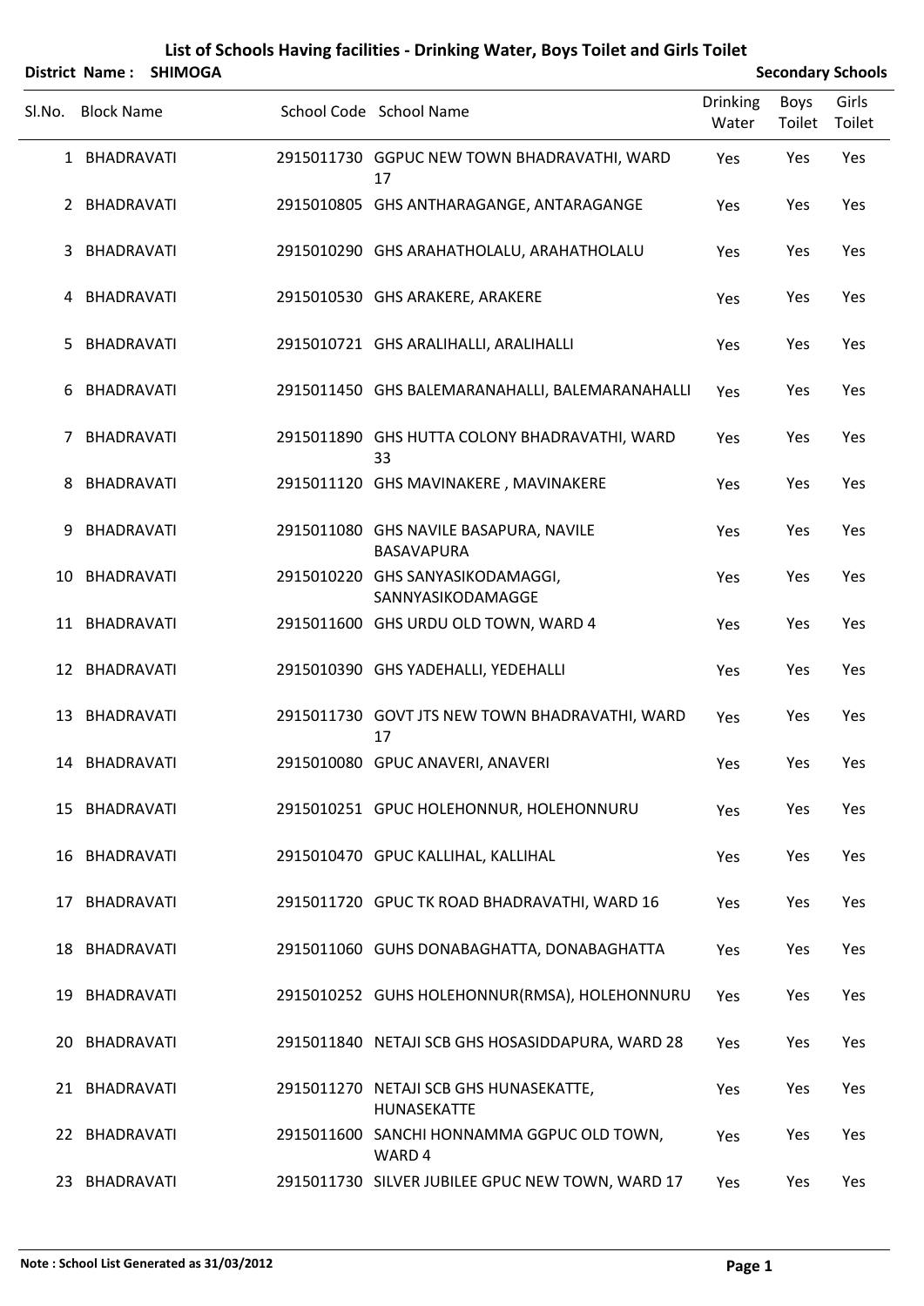# List of Schools Having facilities - Drinking Water, Boys Toilet and Girls Toilet

**District Name : SHIMOGA** **Secondary Schools**

| Sl.No. | Block Name | School Code | School Name | Drinking Water | Boys Toilet | Girls Toilet |
|---|---|---|---|---|---|---|
| 1 | BHADRAVATI | 2915011730 | GGPUC NEW TOWN BHADRAVATHI, WARD 17 | Yes | Yes | Yes |
| 2 | BHADRAVATI | 2915010805 | GHS ANTHARAGANGE, ANTARAGANGE | Yes | Yes | Yes |
| 3 | BHADRAVATI | 2915010290 | GHS ARAHATHOLALU, ARAHATHOLALU | Yes | Yes | Yes |
| 4 | BHADRAVATI | 2915010530 | GHS ARAKERE, ARAKERE | Yes | Yes | Yes |
| 5 | BHADRAVATI | 2915010721 | GHS ARALIHALLI, ARALIHALLI | Yes | Yes | Yes |
| 6 | BHADRAVATI | 2915011450 | GHS BALEMARANAHALLI, BALEMARANAHALLI | Yes | Yes | Yes |
| 7 | BHADRAVATI | 2915011890 | GHS HUTTA COLONY BHADRAVATHI, WARD 33 | Yes | Yes | Yes |
| 8 | BHADRAVATI | 2915011120 | GHS MAVINAKERE , MAVINAKERE | Yes | Yes | Yes |
| 9 | BHADRAVATI | 2915011080 | GHS NAVILE BASAPURA, NAVILE BASAVAPURA | Yes | Yes | Yes |
| 10 | BHADRAVATI | 2915010220 | GHS SANYASIKODAMAGGI, SANNYASIKODAMAGGE | Yes | Yes | Yes |
| 11 | BHADRAVATI | 2915011600 | GHS URDU OLD TOWN, WARD 4 | Yes | Yes | Yes |
| 12 | BHADRAVATI | 2915010390 | GHS YADEHALLI, YEDEHALLI | Yes | Yes | Yes |
| 13 | BHADRAVATI | 2915011730 | GOVT JTS NEW TOWN BHADRAVATHI, WARD 17 | Yes | Yes | Yes |
| 14 | BHADRAVATI | 2915010080 | GPUC ANAVERI, ANAVERI | Yes | Yes | Yes |
| 15 | BHADRAVATI | 2915010251 | GPUC HOLEHONNUR, HOLEHONNURU | Yes | Yes | Yes |
| 16 | BHADRAVATI | 2915010470 | GPUC KALLIHAL, KALLIHAL | Yes | Yes | Yes |
| 17 | BHADRAVATI | 2915011720 | GPUC TK ROAD BHADRAVATHI, WARD 16 | Yes | Yes | Yes |
| 18 | BHADRAVATI | 2915011060 | GUHS DONABAGHATTA, DONABAGHATTA | Yes | Yes | Yes |
| 19 | BHADRAVATI | 2915010252 | GUHS HOLEHONNUR(RMSA), HOLEHONNURU | Yes | Yes | Yes |
| 20 | BHADRAVATI | 2915011840 | NETAJI SCB GHS HOSASIDDAPURA, WARD 28 | Yes | Yes | Yes |
| 21 | BHADRAVATI | 2915011270 | NETAJI SCB GHS HUNASEKATTE, HUNASEKATTE | Yes | Yes | Yes |
| 22 | BHADRAVATI | 2915011600 | SANCHI HONNAMMA GGPUC OLD TOWN, WARD 4 | Yes | Yes | Yes |
| 23 | BHADRAVATI | 2915011730 | SILVER JUBILEE GPUC NEW TOWN, WARD 17 | Yes | Yes | Yes |

**Note : School List Generated as 31/03/2012**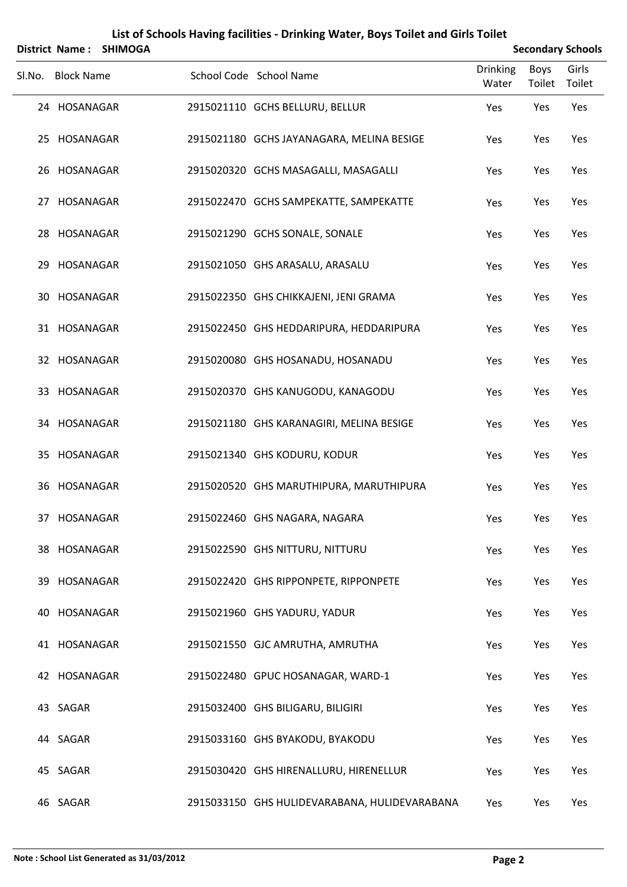**List of Schools Having facilities - Drinking Water, Boys Toilet and Girls Toilet**

**District Name : SHIMOGA** **Secondary Schools**

| Sl.No. | Block Name | School Code | School Name | Drinking Water | Boys Toilet | Girls Toilet |
|---|---|---|---|---|---|---|
| 24 | HOSANAGAR | 2915021110 | GCHS BELLURU, BELLUR | Yes | Yes | Yes |
| 25 | HOSANAGAR | 2915021180 | GCHS JAYANAGARA, MELINA BESIGE | Yes | Yes | Yes |
| 26 | HOSANAGAR | 2915020320 | GCHS MASAGALLI, MASAGALLI | Yes | Yes | Yes |
| 27 | HOSANAGAR | 2915022470 | GCHS SAMPEKATTE, SAMPEKATTE | Yes | Yes | Yes |
| 28 | HOSANAGAR | 2915021290 | GCHS SONALE, SONALE | Yes | Yes | Yes |
| 29 | HOSANAGAR | 2915021050 | GHS ARASALU, ARASALU | Yes | Yes | Yes |
| 30 | HOSANAGAR | 2915022350 | GHS CHIKKAJENI, JENI GRAMA | Yes | Yes | Yes |
| 31 | HOSANAGAR | 2915022450 | GHS HEDDARIPURA, HEDDARIPURA | Yes | Yes | Yes |
| 32 | HOSANAGAR | 2915020080 | GHS HOSANADU, HOSANADU | Yes | Yes | Yes |
| 33 | HOSANAGAR | 2915020370 | GHS KANUGODU, KANAGODU | Yes | Yes | Yes |
| 34 | HOSANAGAR | 2915021180 | GHS KARANAGIRI, MELINA BESIGE | Yes | Yes | Yes |
| 35 | HOSANAGAR | 2915021340 | GHS KODURU, KODUR | Yes | Yes | Yes |
| 36 | HOSANAGAR | 2915020520 | GHS MARUTHIPURA, MARUTHIPURA | Yes | Yes | Yes |
| 37 | HOSANAGAR | 2915022460 | GHS NAGARA, NAGARA | Yes | Yes | Yes |
| 38 | HOSANAGAR | 2915022590 | GHS NITTURU, NITTURU | Yes | Yes | Yes |
| 39 | HOSANAGAR | 2915022420 | GHS RIPPONPETE, RIPPONPETE | Yes | Yes | Yes |
| 40 | HOSANAGAR | 2915021960 | GHS YADURU, YADUR | Yes | Yes | Yes |
| 41 | HOSANAGAR | 2915021550 | GJC AMRUTHA, AMRUTHA | Yes | Yes | Yes |
| 42 | HOSANAGAR | 2915022480 | GPUC HOSANAGAR, WARD-1 | Yes | Yes | Yes |
| 43 | SAGAR | 2915032400 | GHS BILIGARU, BILIGIRI | Yes | Yes | Yes |
| 44 | SAGAR | 2915033160 | GHS BYAKODU, BYAKODU | Yes | Yes | Yes |
| 45 | SAGAR | 2915030420 | GHS HIRENALLURU, HIRENELLUR | Yes | Yes | Yes |
| 46 | SAGAR | 2915033150 | GHS HULIDEVARABANA, HULIDEVARABANA | Yes | Yes | Yes |

**Note : School List Generated as 31/03/2012**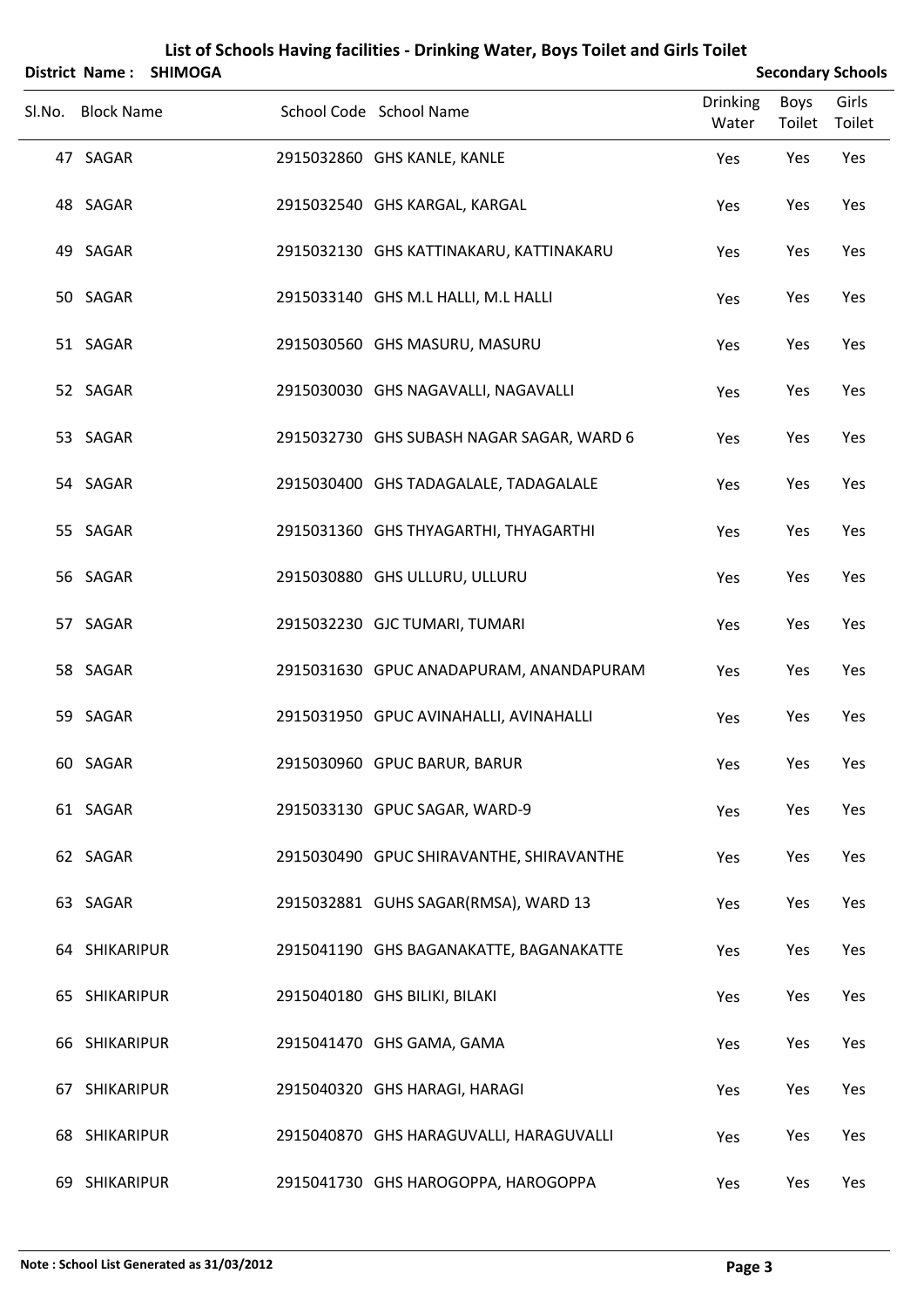# List of Schools Having facilities - Drinking Water, Boys Toilet and Girls Toilet

**District Name : SHIMOGA** **Secondary Schools**

| Sl.No. | Block Name | School Code | School Name | Drinking Water | Boys Toilet | Girls Toilet |
|---|---|---|---|---|---|---|
| 47 | SAGAR | 2915032860 | GHS KANLE, KANLE | Yes | Yes | Yes |
| 48 | SAGAR | 2915032540 | GHS KARGAL, KARGAL | Yes | Yes | Yes |
| 49 | SAGAR | 2915032130 | GHS KATTINAKARU, KATTINAKARU | Yes | Yes | Yes |
| 50 | SAGAR | 2915033140 | GHS M.L HALLI, M.L HALLI | Yes | Yes | Yes |
| 51 | SAGAR | 2915030560 | GHS MASURU, MASURU | Yes | Yes | Yes |
| 52 | SAGAR | 2915030030 | GHS NAGAVALLI, NAGAVALLI | Yes | Yes | Yes |
| 53 | SAGAR | 2915032730 | GHS SUBASH NAGAR SAGAR, WARD 6 | Yes | Yes | Yes |
| 54 | SAGAR | 2915030400 | GHS TADAGALALE, TADAGALALE | Yes | Yes | Yes |
| 55 | SAGAR | 2915031360 | GHS THYAGARTHI, THYAGARTHI | Yes | Yes | Yes |
| 56 | SAGAR | 2915030880 | GHS ULLURU, ULLURU | Yes | Yes | Yes |
| 57 | SAGAR | 2915032230 | GJC TUMARI, TUMARI | Yes | Yes | Yes |
| 58 | SAGAR | 2915031630 | GPUC ANADAPURAM, ANANDAPURAM | Yes | Yes | Yes |
| 59 | SAGAR | 2915031950 | GPUC AVINAHALLI, AVINAHALLI | Yes | Yes | Yes |
| 60 | SAGAR | 2915030960 | GPUC BARUR, BARUR | Yes | Yes | Yes |
| 61 | SAGAR | 2915033130 | GPUC SAGAR, WARD-9 | Yes | Yes | Yes |
| 62 | SAGAR | 2915030490 | GPUC SHIRAVANTHE, SHIRAVANTHE | Yes | Yes | Yes |
| 63 | SAGAR | 2915032881 | GUHS SAGAR(RMSA), WARD 13 | Yes | Yes | Yes |
| 64 | SHIKARIPUR | 2915041190 | GHS BAGANAKATTE, BAGANAKATTE | Yes | Yes | Yes |
| 65 | SHIKARIPUR | 2915040180 | GHS BILIKI, BILAKI | Yes | Yes | Yes |
| 66 | SHIKARIPUR | 2915041470 | GHS GAMA, GAMA | Yes | Yes | Yes |
| 67 | SHIKARIPUR | 2915040320 | GHS HARAGI, HARAGI | Yes | Yes | Yes |
| 68 | SHIKARIPUR | 2915040870 | GHS HARAGUVALLI, HARAGUVALLI | Yes | Yes | Yes |
| 69 | SHIKARIPUR | 2915041730 | GHS HAROGOPPA, HAROGOPPA | Yes | Yes | Yes |

**Note : School List Generated as 31/03/2012**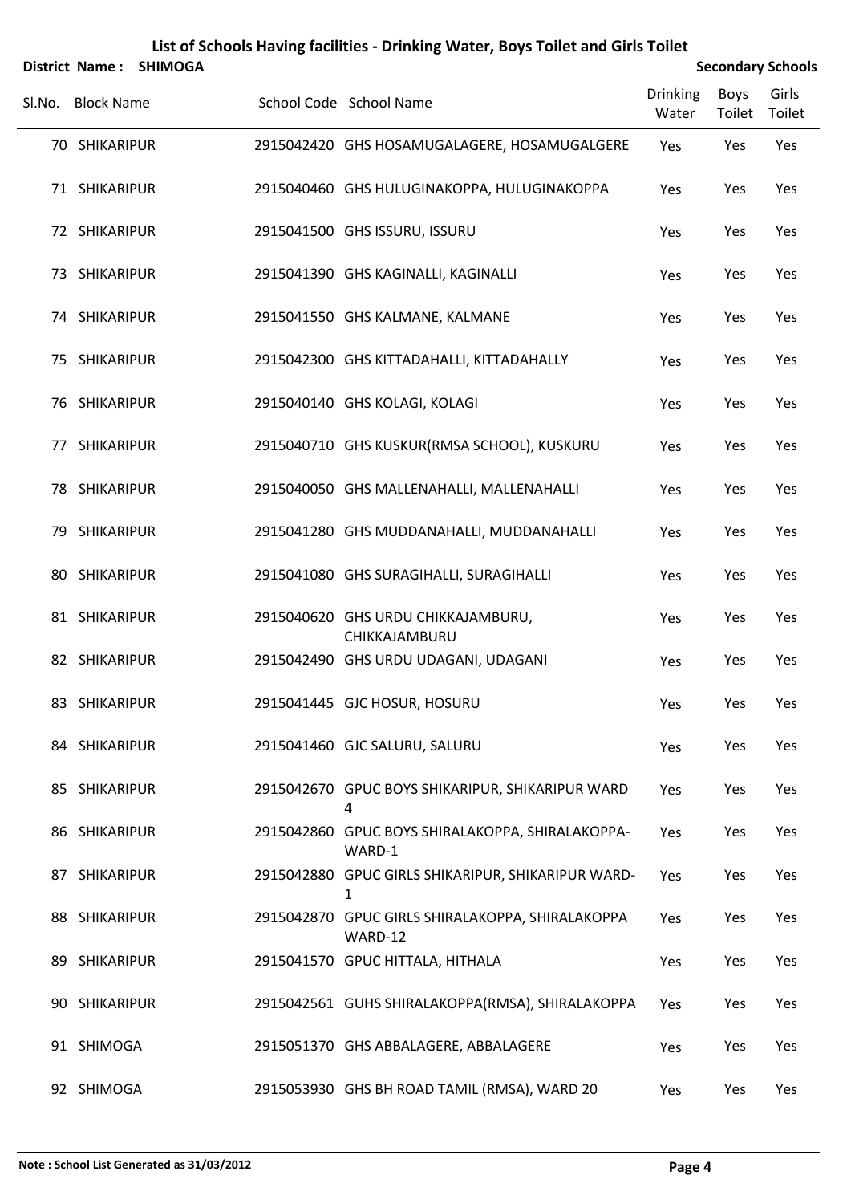# List of Schools Having facilities - Drinking Water, Boys Toilet and Girls Toilet

**District Name : SHIMOGA** — **Secondary Schools**

| Sl.No. | Block Name | School Code | School Name | Drinking Water | Boys Toilet | Girls Toilet |
|---|---|---|---|---|---|---|
| 70 | SHIKARIPUR | 2915042420 | GHS HOSAMUGALAGERE, HOSAMUGALGERE | Yes | Yes | Yes |
| 71 | SHIKARIPUR | 2915040460 | GHS HULUGINAKOPPA, HULUGINAKOPPA | Yes | Yes | Yes |
| 72 | SHIKARIPUR | 2915041500 | GHS ISSURU, ISSURU | Yes | Yes | Yes |
| 73 | SHIKARIPUR | 2915041390 | GHS KAGINALLI, KAGINALLI | Yes | Yes | Yes |
| 74 | SHIKARIPUR | 2915041550 | GHS KALMANE, KALMANE | Yes | Yes | Yes |
| 75 | SHIKARIPUR | 2915042300 | GHS KITTADAHALLI, KITTADAHALLY | Yes | Yes | Yes |
| 76 | SHIKARIPUR | 2915040140 | GHS KOLAGI, KOLAGI | Yes | Yes | Yes |
| 77 | SHIKARIPUR | 2915040710 | GHS KUSKUR(RMSA SCHOOL), KUSKURU | Yes | Yes | Yes |
| 78 | SHIKARIPUR | 2915040050 | GHS MALLENAHALLI, MALLENAHALLI | Yes | Yes | Yes |
| 79 | SHIKARIPUR | 2915041280 | GHS MUDDANAHALLI, MUDDANAHALLI | Yes | Yes | Yes |
| 80 | SHIKARIPUR | 2915041080 | GHS SURAGIHALLI, SURAGIHALLI | Yes | Yes | Yes |
| 81 | SHIKARIPUR | 2915040620 | GHS URDU CHIKKAJAMBURU, CHIKKAJAMBURU | Yes | Yes | Yes |
| 82 | SHIKARIPUR | 2915042490 | GHS URDU UDAGANI, UDAGANI | Yes | Yes | Yes |
| 83 | SHIKARIPUR | 2915041445 | GJC HOSUR, HOSURU | Yes | Yes | Yes |
| 84 | SHIKARIPUR | 2915041460 | GJC SALURU, SALURU | Yes | Yes | Yes |
| 85 | SHIKARIPUR | 2915042670 | GPUC BOYS SHIKARIPUR, SHIKARIPUR WARD 4 | Yes | Yes | Yes |
| 86 | SHIKARIPUR | 2915042860 | GPUC BOYS SHIRALAKOPPA, SHIRALAKOPPA-WARD-1 | Yes | Yes | Yes |
| 87 | SHIKARIPUR | 2915042880 | GPUC GIRLS SHIKARIPUR, SHIKARIPUR WARD-1 | Yes | Yes | Yes |
| 88 | SHIKARIPUR | 2915042870 | GPUC GIRLS SHIRALAKOPPA, SHIRALAKOPPA WARD-12 | Yes | Yes | Yes |
| 89 | SHIKARIPUR | 2915041570 | GPUC HITTALA, HITHALA | Yes | Yes | Yes |
| 90 | SHIKARIPUR | 2915042561 | GUHS SHIRALAKOPPA(RMSA), SHIRALAKOPPA | Yes | Yes | Yes |
| 91 | SHIMOGA | 2915051370 | GHS ABBALAGERE, ABBALAGERE | Yes | Yes | Yes |
| 92 | SHIMOGA | 2915053930 | GHS BH ROAD TAMIL (RMSA), WARD 20 | Yes | Yes | Yes |

**Note : School List Generated as 31/03/2012**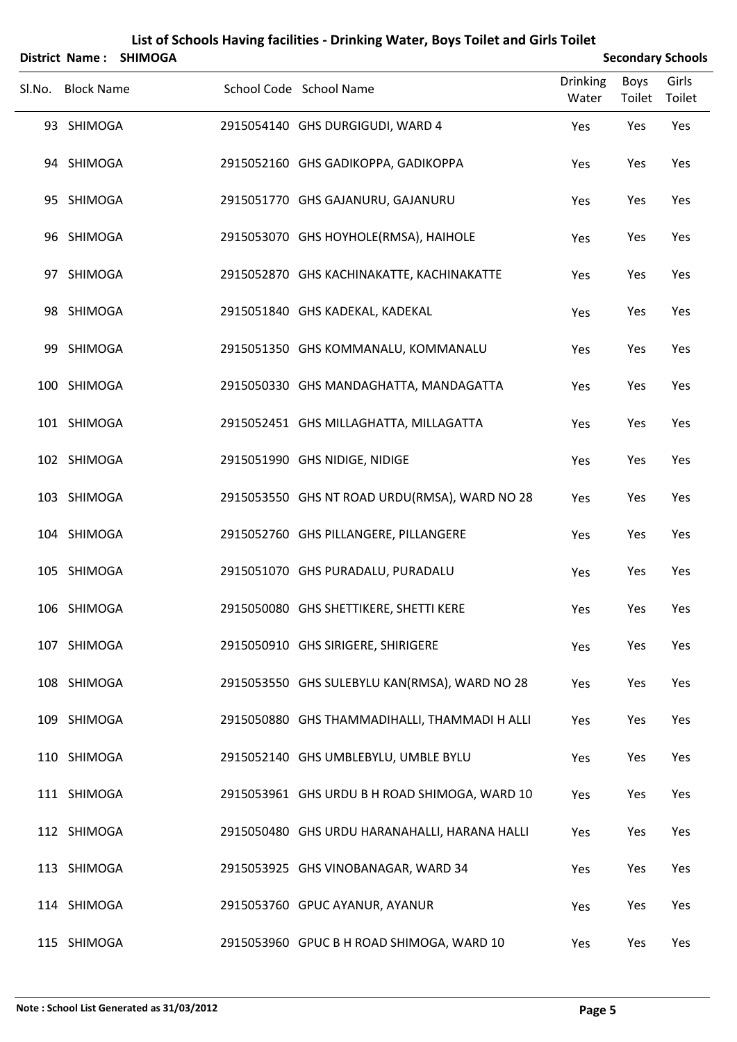# List of Schools Having facilities - Drinking Water, Boys Toilet and Girls Toilet

**District Name : SHIMOGA** **Secondary Schools**

| Sl.No. | Block Name | School Code | School Name | Drinking Water | Boys Toilet | Girls Toilet |
|---|---|---|---|---|---|---|
| 93 | SHIMOGA | 2915054140 | GHS DURGIGUDI, WARD 4 | Yes | Yes | Yes |
| 94 | SHIMOGA | 2915052160 | GHS GADIKOPPA, GADIKOPPA | Yes | Yes | Yes |
| 95 | SHIMOGA | 2915051770 | GHS GAJANURU, GAJANURU | Yes | Yes | Yes |
| 96 | SHIMOGA | 2915053070 | GHS HOYHOLE(RMSA), HAIHOLE | Yes | Yes | Yes |
| 97 | SHIMOGA | 2915052870 | GHS KACHINAKATTE, KACHINAKATTE | Yes | Yes | Yes |
| 98 | SHIMOGA | 2915051840 | GHS KADEKAL, KADEKAL | Yes | Yes | Yes |
| 99 | SHIMOGA | 2915051350 | GHS KOMMANALU, KOMMANALU | Yes | Yes | Yes |
| 100 | SHIMOGA | 2915050330 | GHS MANDAGHATTA, MANDAGATTA | Yes | Yes | Yes |
| 101 | SHIMOGA | 2915052451 | GHS MILLAGHATTA, MILLAGATTA | Yes | Yes | Yes |
| 102 | SHIMOGA | 2915051990 | GHS NIDIGE, NIDIGE | Yes | Yes | Yes |
| 103 | SHIMOGA | 2915053550 | GHS NT ROAD URDU(RMSA), WARD NO 28 | Yes | Yes | Yes |
| 104 | SHIMOGA | 2915052760 | GHS PILLANGERE, PILLANGERE | Yes | Yes | Yes |
| 105 | SHIMOGA | 2915051070 | GHS PURADALU, PURADALU | Yes | Yes | Yes |
| 106 | SHIMOGA | 2915050080 | GHS SHETTIKERE, SHETTI KERE | Yes | Yes | Yes |
| 107 | SHIMOGA | 2915050910 | GHS SIRIGERE, SHIRIGERE | Yes | Yes | Yes |
| 108 | SHIMOGA | 2915053550 | GHS SULEBYLU KAN(RMSA), WARD NO 28 | Yes | Yes | Yes |
| 109 | SHIMOGA | 2915050880 | GHS THAMMADIHALLI, THAMMADI H ALLI | Yes | Yes | Yes |
| 110 | SHIMOGA | 2915052140 | GHS UMBLEBYLU, UMBLE BYLU | Yes | Yes | Yes |
| 111 | SHIMOGA | 2915053961 | GHS URDU B H ROAD SHIMOGA, WARD 10 | Yes | Yes | Yes |
| 112 | SHIMOGA | 2915050480 | GHS URDU HARANAHALLI, HARANA HALLI | Yes | Yes | Yes |
| 113 | SHIMOGA | 2915053925 | GHS VINOBANAGAR, WARD 34 | Yes | Yes | Yes |
| 114 | SHIMOGA | 2915053760 | GPUC AYANUR, AYANUR | Yes | Yes | Yes |
| 115 | SHIMOGA | 2915053960 | GPUC B H ROAD SHIMOGA, WARD 10 | Yes | Yes | Yes |

**Note : School List Generated as 31/03/2012**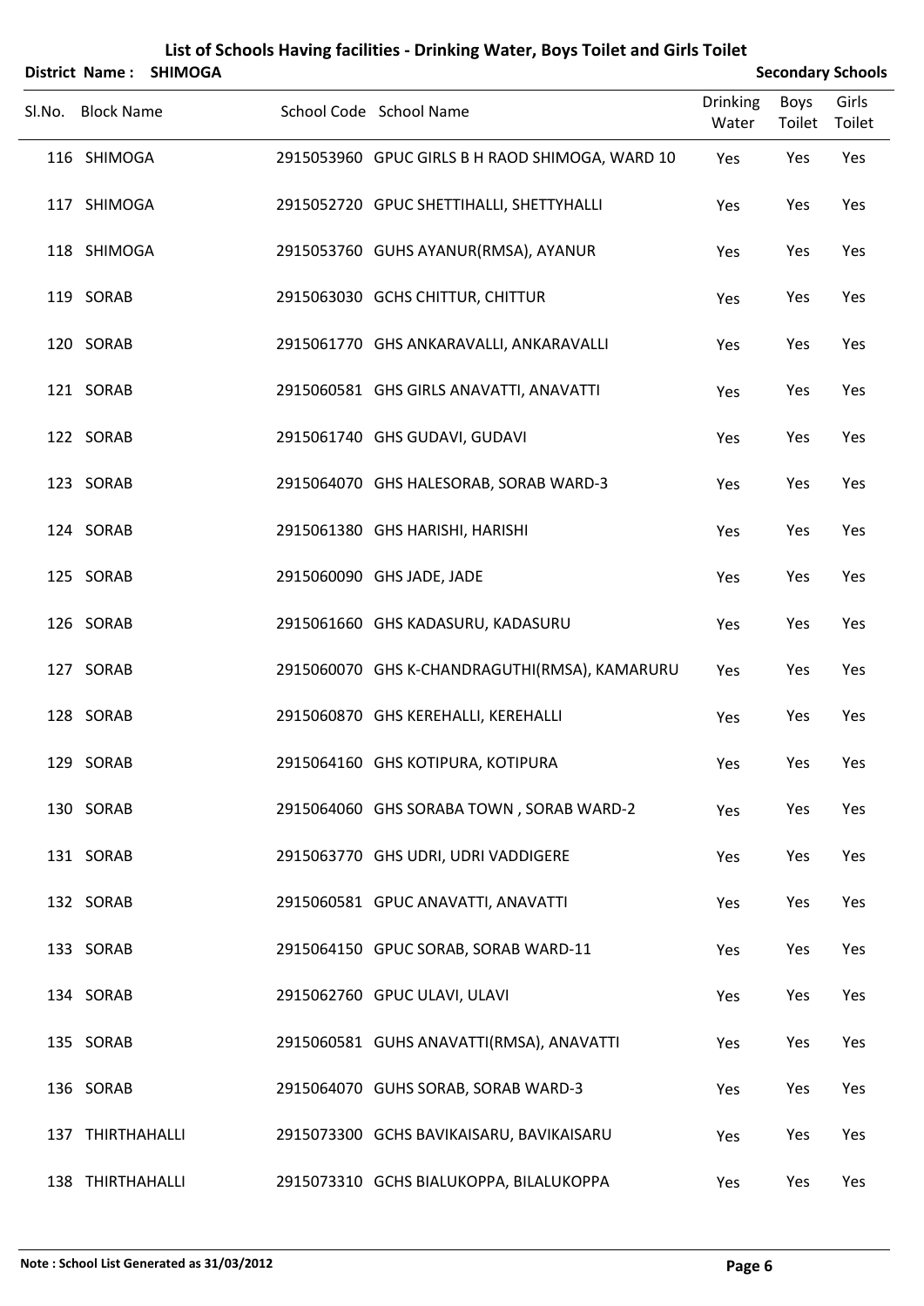# List of Schools Having facilities - Drinking Water, Boys Toilet and Girls Toilet

**District Name : SHIMOGA** **Secondary Schools**

| Sl.No. | Block Name | School Code | School Name | Drinking Water | Boys Toilet | Girls Toilet |
|---|---|---|---|---|---|---|
| 116 | SHIMOGA | 2915053960 | GPUC GIRLS B H RAOD SHIMOGA, WARD 10 | Yes | Yes | Yes |
| 117 | SHIMOGA | 2915052720 | GPUC SHETTIHALLI, SHETTYHALLI | Yes | Yes | Yes |
| 118 | SHIMOGA | 2915053760 | GUHS AYANUR(RMSA), AYANUR | Yes | Yes | Yes |
| 119 | SORAB | 2915063030 | GCHS CHITTUR, CHITTUR | Yes | Yes | Yes |
| 120 | SORAB | 2915061770 | GHS ANKARAVALLI, ANKARAVALLI | Yes | Yes | Yes |
| 121 | SORAB | 2915060581 | GHS GIRLS ANAVATTI, ANAVATTI | Yes | Yes | Yes |
| 122 | SORAB | 2915061740 | GHS GUDAVI, GUDAVI | Yes | Yes | Yes |
| 123 | SORAB | 2915064070 | GHS HALESORAB, SORAB WARD-3 | Yes | Yes | Yes |
| 124 | SORAB | 2915061380 | GHS HARISHI, HARISHI | Yes | Yes | Yes |
| 125 | SORAB | 2915060090 | GHS JADE, JADE | Yes | Yes | Yes |
| 126 | SORAB | 2915061660 | GHS KADASURU, KADASURU | Yes | Yes | Yes |
| 127 | SORAB | 2915060070 | GHS K-CHANDRAGUTHI(RMSA), KAMARURU | Yes | Yes | Yes |
| 128 | SORAB | 2915060870 | GHS KEREHALLI, KEREHALLI | Yes | Yes | Yes |
| 129 | SORAB | 2915064160 | GHS KOTIPURA, KOTIPURA | Yes | Yes | Yes |
| 130 | SORAB | 2915064060 | GHS SORABA TOWN , SORAB WARD-2 | Yes | Yes | Yes |
| 131 | SORAB | 2915063770 | GHS UDRI, UDRI VADDIGERE | Yes | Yes | Yes |
| 132 | SORAB | 2915060581 | GPUC ANAVATTI, ANAVATTI | Yes | Yes | Yes |
| 133 | SORAB | 2915064150 | GPUC SORAB, SORAB WARD-11 | Yes | Yes | Yes |
| 134 | SORAB | 2915062760 | GPUC ULAVI, ULAVI | Yes | Yes | Yes |
| 135 | SORAB | 2915060581 | GUHS ANAVATTI(RMSA), ANAVATTI | Yes | Yes | Yes |
| 136 | SORAB | 2915064070 | GUHS SORAB, SORAB WARD-3 | Yes | Yes | Yes |
| 137 | THIRTHAHALLI | 2915073300 | GCHS BAVIKAISARU, BAVIKAISARU | Yes | Yes | Yes |
| 138 | THIRTHAHALLI | 2915073310 | GCHS BIALUKOPPA, BILALUKOPPA | Yes | Yes | Yes |

**Note : School List Generated as 31/03/2012**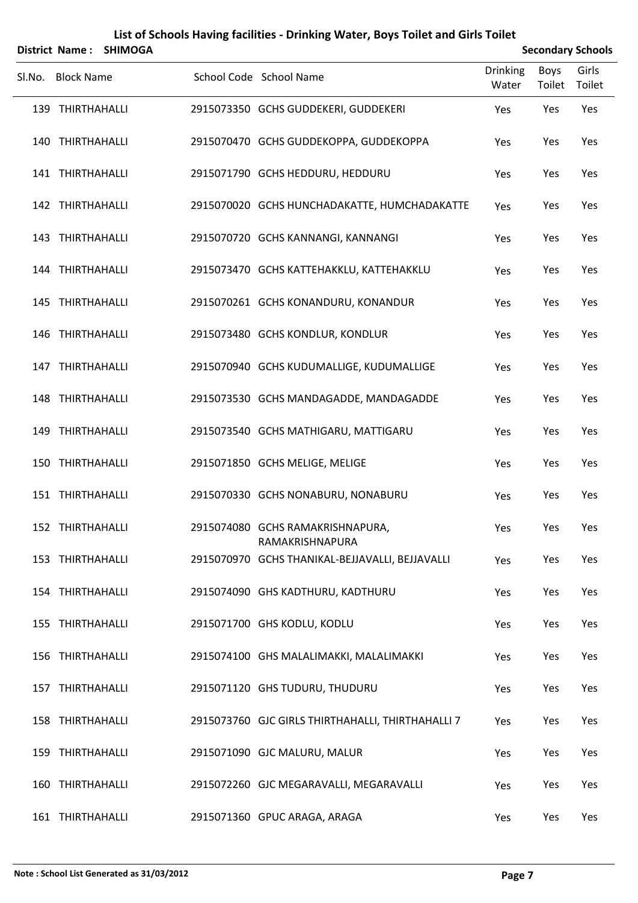# List of Schools Having facilities - Drinking Water, Boys Toilet and Girls Toilet

**District Name : SHIMOGA** — **Secondary Schools**

| Sl.No. | Block Name | School Code | School Name | Drinking Water | Boys Toilet | Girls Toilet |
|---|---|---|---|---|---|---|
| 139 | THIRTHAHALLI | 2915073350 | GCHS GUDDEKERI, GUDDEKERI | Yes | Yes | Yes |
| 140 | THIRTHAHALLI | 2915070470 | GCHS GUDDEKOPPA, GUDDEKOPPA | Yes | Yes | Yes |
| 141 | THIRTHAHALLI | 2915071790 | GCHS HEDDURU, HEDDURU | Yes | Yes | Yes |
| 142 | THIRTHAHALLI | 2915070020 | GCHS HUNCHADAKATTE, HUMCHADAKATTE | Yes | Yes | Yes |
| 143 | THIRTHAHALLI | 2915070720 | GCHS KANNANGI, KANNANGI | Yes | Yes | Yes |
| 144 | THIRTHAHALLI | 2915073470 | GCHS KATTEHAKKLU, KATTEHAKKLU | Yes | Yes | Yes |
| 145 | THIRTHAHALLI | 2915070261 | GCHS KONANDURU, KONANDUR | Yes | Yes | Yes |
| 146 | THIRTHAHALLI | 2915073480 | GCHS KONDLUR, KONDLUR | Yes | Yes | Yes |
| 147 | THIRTHAHALLI | 2915070940 | GCHS KUDUMALLIGE, KUDUMALLIGE | Yes | Yes | Yes |
| 148 | THIRTHAHALLI | 2915073530 | GCHS MANDAGADDE, MANDAGADDE | Yes | Yes | Yes |
| 149 | THIRTHAHALLI | 2915073540 | GCHS MATHIGARU, MATTIGARU | Yes | Yes | Yes |
| 150 | THIRTHAHALLI | 2915071850 | GCHS MELIGE, MELIGE | Yes | Yes | Yes |
| 151 | THIRTHAHALLI | 2915070330 | GCHS NONABURU, NONABURU | Yes | Yes | Yes |
| 152 | THIRTHAHALLI | 2915074080 | GCHS RAMAKRISHNAPURA, RAMAKRISHNAPURA | Yes | Yes | Yes |
| 153 | THIRTHAHALLI | 2915070970 | GCHS THANIKAL-BEJJAVALLI, BEJJAVALLI | Yes | Yes | Yes |
| 154 | THIRTHAHALLI | 2915074090 | GHS KADTHURU, KADTHURU | Yes | Yes | Yes |
| 155 | THIRTHAHALLI | 2915071700 | GHS KODLU, KODLU | Yes | Yes | Yes |
| 156 | THIRTHAHALLI | 2915074100 | GHS MALALIMAKKI, MALALIMAKKI | Yes | Yes | Yes |
| 157 | THIRTHAHALLI | 2915071120 | GHS TUDURU, THUDURU | Yes | Yes | Yes |
| 158 | THIRTHAHALLI | 2915073760 | GJC GIRLS THIRTHAHALLI, THIRTHAHALLI 7 | Yes | Yes | Yes |
| 159 | THIRTHAHALLI | 2915071090 | GJC MALURU, MALUR | Yes | Yes | Yes |
| 160 | THIRTHAHALLI | 2915072260 | GJC MEGARAVALLI, MEGARAVALLI | Yes | Yes | Yes |
| 161 | THIRTHAHALLI | 2915071360 | GPUC ARAGA, ARAGA | Yes | Yes | Yes |

**Note : School List Generated as 31/03/2012**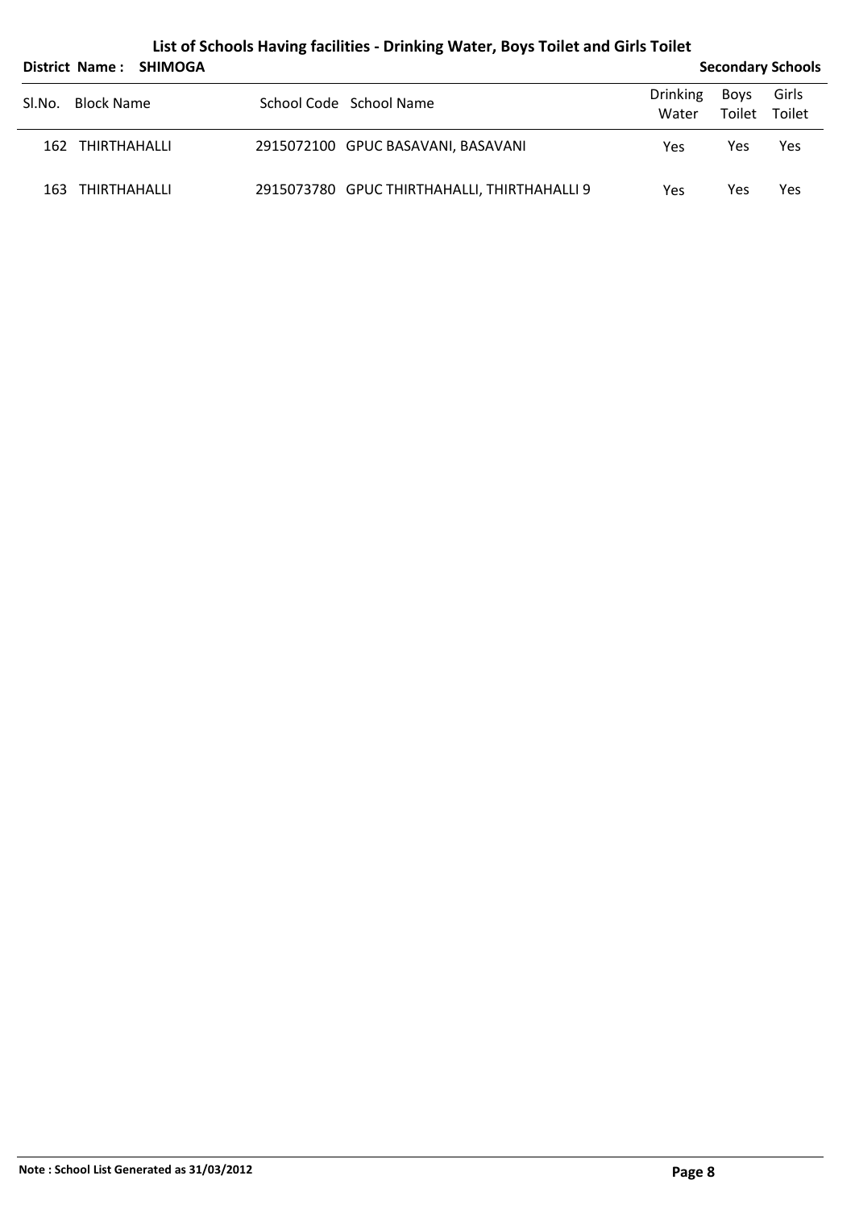# List of Schools Having facilities - Drinking Water, Boys Toilet and Girls Toilet

**District Name : SHIMOGA** **Secondary Schools**

| Sl.No. | Block Name | School Code | School Name | Drinking Water | Boys Toilet | Girls Toilet |
|---|---|---|---|---|---|---|
| 162 | THIRTHAHALLI | 2915072100 | GPUC BASAVANI, BASAVANI | Yes | Yes | Yes |
| 163 | THIRTHAHALLI | 2915073780 | GPUC THIRTHAHALLI, THIRTHAHALLI 9 | Yes | Yes | Yes |

**Note : School List Generated as 31/03/2012**